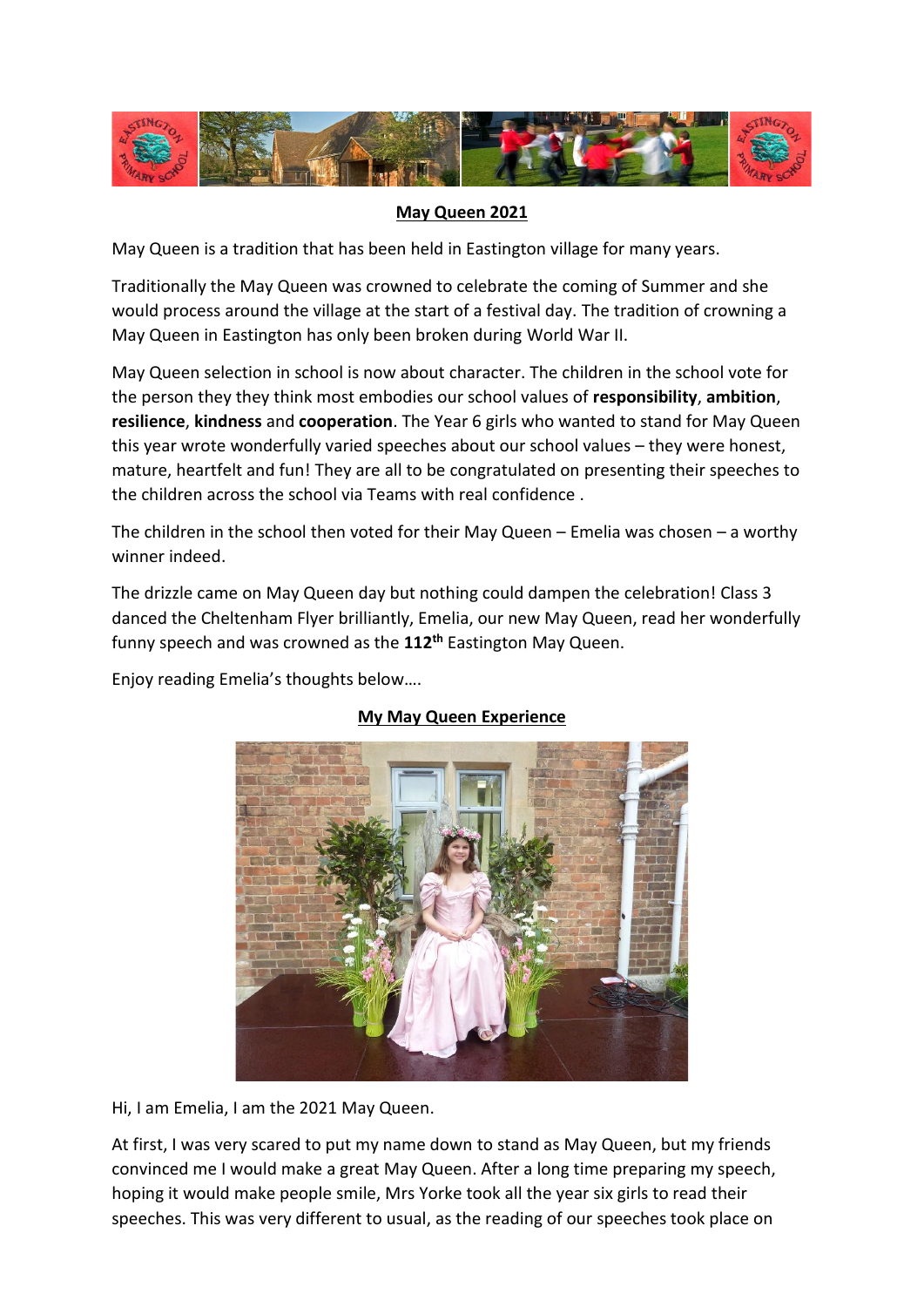## May Queen 2021

May Queen is a tradition that has been held in Eastington village for many years.

Traditionally the May Queen was crowned to celebrate the coming of Summer and she would process around the village at the start of a festival day. The tradition of crowning a May Queen in Eastington has only been broken during World War II.

May Queen selection in school is now about character. The children in the school vote for the person they they think most embodies our school values of **responsibility**, **ambition**, **resilience**, **kindness** and **cooperation**. The Year 6 girls who wanted to stand for May Queen this year wrote wonderfully varied speeches about our school values – they were honest, mature, heartfelt and fun! They are all to be congratulated on presenting their speeches to the children across the school via Teams with real confidence .

The children in the school then voted for their May Queen – Emelia was chosen – a worthy winner indeed.

The drizzle came on May Queen day but nothing could dampen the celebration! Class 3 danced the Cheltenham Flyer brilliantly, Emelia, our new May Queen, read her wonderfully funny speech and was crowned as the **112th** Eastington May Queen.

Enjoy reading Emelia's thoughts below….

## My May Queen Experience

Hi, I am Emelia, I am the 2021 May Queen.

At first, I was very scared to put my name down to stand as May Queen, but my friends convinced me I would make a great May Queen. After a long time preparing my speech, hoping it would make people smile, Mrs Yorke took all the year six girls to read their speeches. This was very different to usual, as the reading of our speeches took place on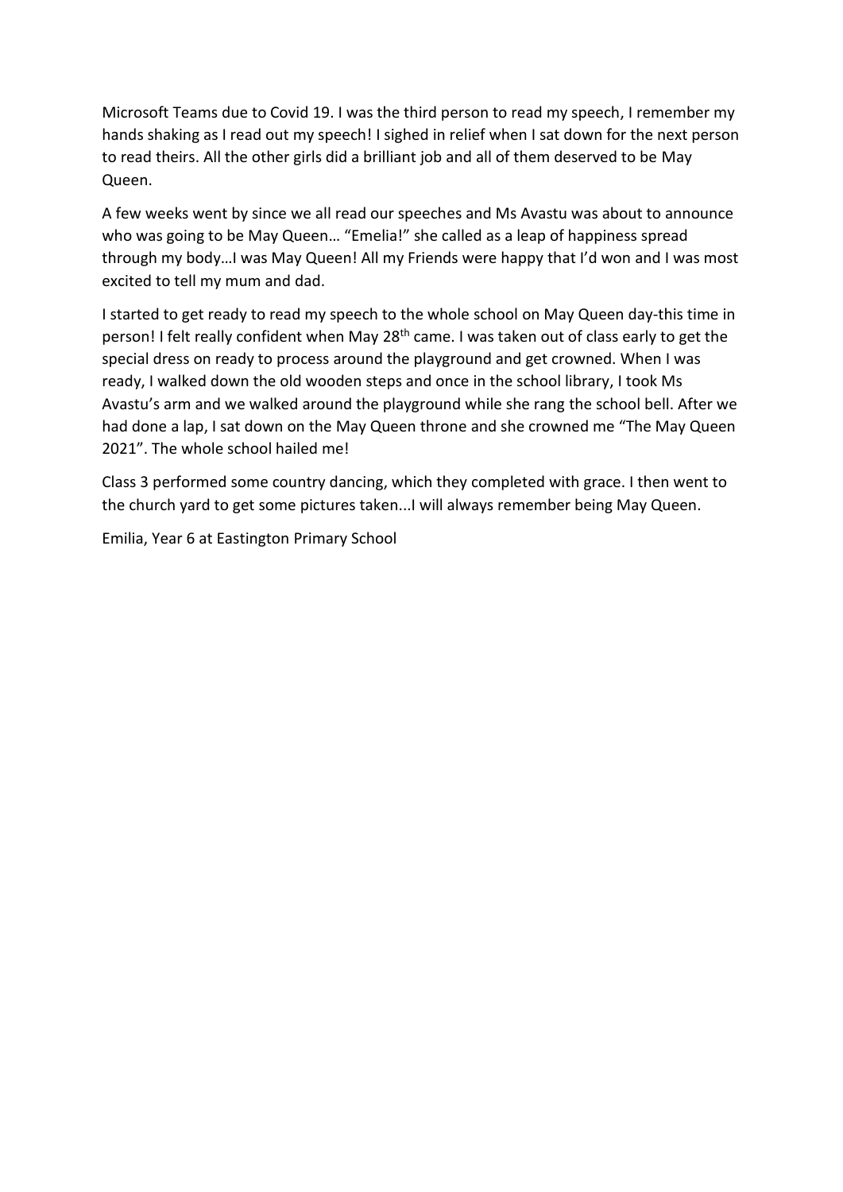Microsoft Teams due to Covid 19. I was the third person to read my speech, I remember my hands shaking as I read out my speech! I sighed in relief when I sat down for the next person to read theirs. All the other girls did a brilliant job and all of them deserved to be May Queen.

A few weeks went by since we all read our speeches and Ms Avastu was about to announce who was going to be May Queen… "Emelia!" she called as a leap of happiness spread through my body…I was May Queen! All my Friends were happy that I'd won and I was most excited to tell my mum and dad.

I started to get ready to read my speech to the whole school on May Queen day-this time in person! I felt really confident when May 28th came. I was taken out of class early to get the special dress on ready to process around the playground and get crowned. When I was ready, I walked down the old wooden steps and once in the school library, I took Ms Avastu's arm and we walked around the playground while she rang the school bell. After we had done a lap, I sat down on the May Queen throne and she crowned me "The May Queen 2021". The whole school hailed me!

Class 3 performed some country dancing, which they completed with grace. I then went to the church yard to get some pictures taken...I will always remember being May Queen.

Emilia, Year 6 at Eastington Primary School